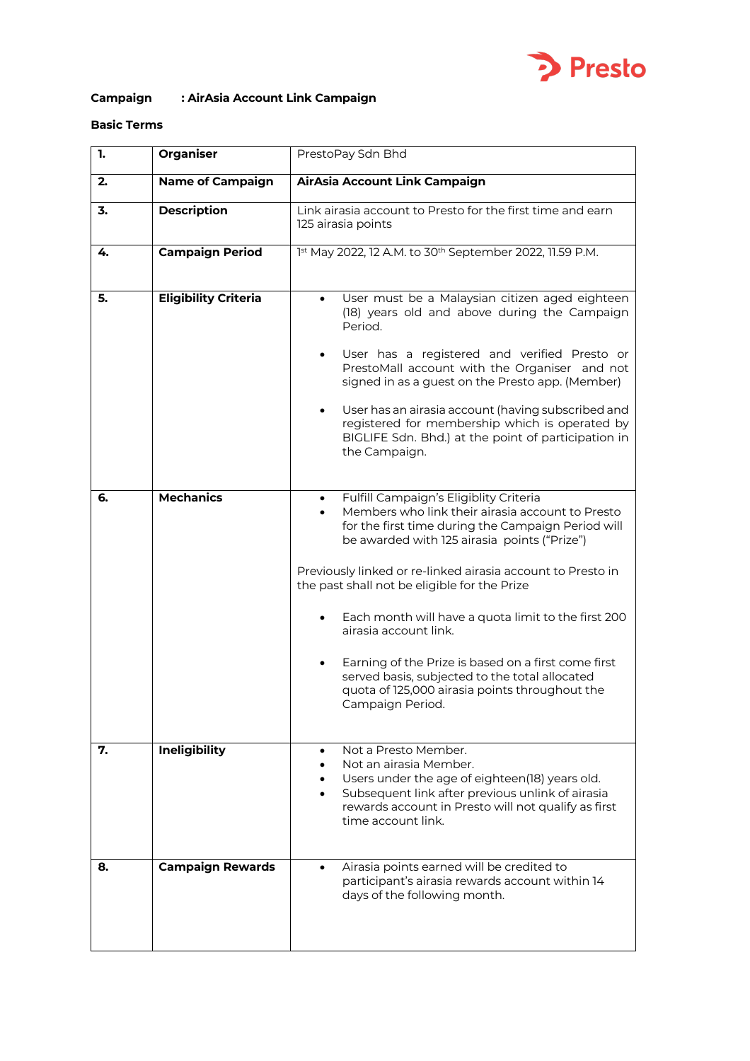**Campaign : AirAsia Account Link Campaign**

**Basic Terms**

| | | |
|---|---|---|
| **1.** | **Organiser** | PrestoPay Sdn Bhd |
| **2.** | **Name of Campaign** | **AirAsia Account Link Campaign** |
| **3.** | **Description** | Link airasia account to Presto for the first time and earn 125 airasia points |
| **4.** | **Campaign Period** | 1st May 2022, 12 A.M. to 30th September 2022, 11.59 P.M. |
| **5.** | **Eligibility Criteria** | • User must be a Malaysian citizen aged eighteen (18) years old and above during the Campaign Period.<br><br>• User has a registered and verified Presto or PrestoMall account with the Organiser and not signed in as a guest on the Presto app. (Member)<br><br>• User has an airasia account (having subscribed and registered for membership which is operated by BIGLIFE Sdn. Bhd.) at the point of participation in the Campaign. |
| **6.** | **Mechanics** | • Fulfill Campaign's Eligiblity Criteria<br>• Members who link their airasia account to Presto for the first time during the Campaign Period will be awarded with 125 airasia points ("Prize")<br><br>Previously linked or re-linked airasia account to Presto in the past shall not be eligible for the Prize<br><br>• Each month will have a quota limit to the first 200 airasia account link.<br><br>• Earning of the Prize is based on a first come first served basis, subjected to the total allocated quota of 125,000 airasia points throughout the Campaign Period. |
| **7.** | **Ineligibility** | • Not a Presto Member.<br>• Not an airasia Member.<br>• Users under the age of eighteen(18) years old.<br>• Subsequent link after previous unlink of airasia rewards account in Presto will not qualify as first time account link. |
| **8.** | **Campaign Rewards** | • Airasia points earned will be credited to participant's airasia rewards account within 14 days of the following month. |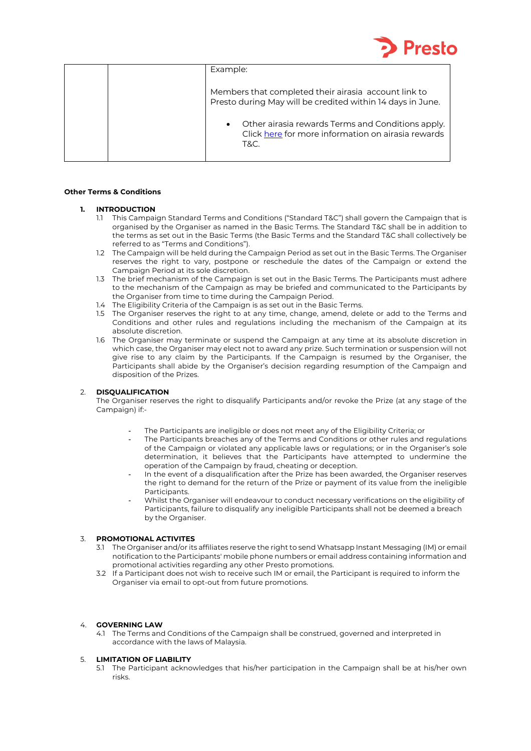| | | Example:<br><br>Members that completed their airasia account link to Presto during May will be credited within 14 days in June.<br><br>• Other airasia rewards Terms and Conditions apply. Click [here](#) for more information on airasia rewards T&C. |
|---|---|---|

**Other Terms & Conditions**

1. **INTRODUCTION**
   1.1 This Campaign Standard Terms and Conditions ("Standard T&C") shall govern the Campaign that is organised by the Organiser as named in the Basic Terms. The Standard T&C shall be in addition to the terms as set out in the Basic Terms (the Basic Terms and the Standard T&C shall collectively be referred to as "Terms and Conditions").
   1.2 The Campaign will be held during the Campaign Period as set out in the Basic Terms. The Organiser reserves the right to vary, postpone or reschedule the dates of the Campaign or extend the Campaign Period at its sole discretion.
   1.3 The brief mechanism of the Campaign is set out in the Basic Terms. The Participants must adhere to the mechanism of the Campaign as may be briefed and communicated to the Participants by the Organiser from time to time during the Campaign Period.
   1.4 The Eligibility Criteria of the Campaign is as set out in the Basic Terms.
   1.5 The Organiser reserves the right to at any time, change, amend, delete or add to the Terms and Conditions and other rules and regulations including the mechanism of the Campaign at its absolute discretion.
   1.6 The Organiser may terminate or suspend the Campaign at any time at its absolute discretion in which case, the Organiser may elect not to award any prize. Such termination or suspension will not give rise to any claim by the Participants. If the Campaign is resumed by the Organiser, the Participants shall abide by the Organiser's decision regarding resumption of the Campaign and disposition of the Prizes.

2. **DISQUALIFICATION**
   The Organiser reserves the right to disqualify Participants and/or revoke the Prize (at any stage of the Campaign) if:-

   - The Participants are ineligible or does not meet any of the Eligibility Criteria; or
   - The Participants breaches any of the Terms and Conditions or other rules and regulations of the Campaign or violated any applicable laws or regulations; or in the Organiser's sole determination, it believes that the Participants have attempted to undermine the operation of the Campaign by fraud, cheating or deception.
   - In the event of a disqualification after the Prize has been awarded, the Organiser reserves the right to demand for the return of the Prize or payment of its value from the ineligible Participants.
   - Whilst the Organiser will endeavour to conduct necessary verifications on the eligibility of Participants, failure to disqualify any ineligible Participants shall not be deemed a breach by the Organiser.

3. **PROMOTIONAL ACTIVITES**
   3.1 The Organiser and/or its affiliates reserve the right to send Whatsapp Instant Messaging (IM) or email notification to the Participants' mobile phone numbers or email address containing information and promotional activities regarding any other Presto promotions.
   3.2 If a Participant does not wish to receive such IM or email, the Participant is required to inform the Organiser via email to opt-out from future promotions.

4. **GOVERNING LAW**
   4.1 The Terms and Conditions of the Campaign shall be construed, governed and interpreted in accordance with the laws of Malaysia.

5. **LIMITATION OF LIABILITY**
   5.1 The Participant acknowledges that his/her participation in the Campaign shall be at his/her own risks.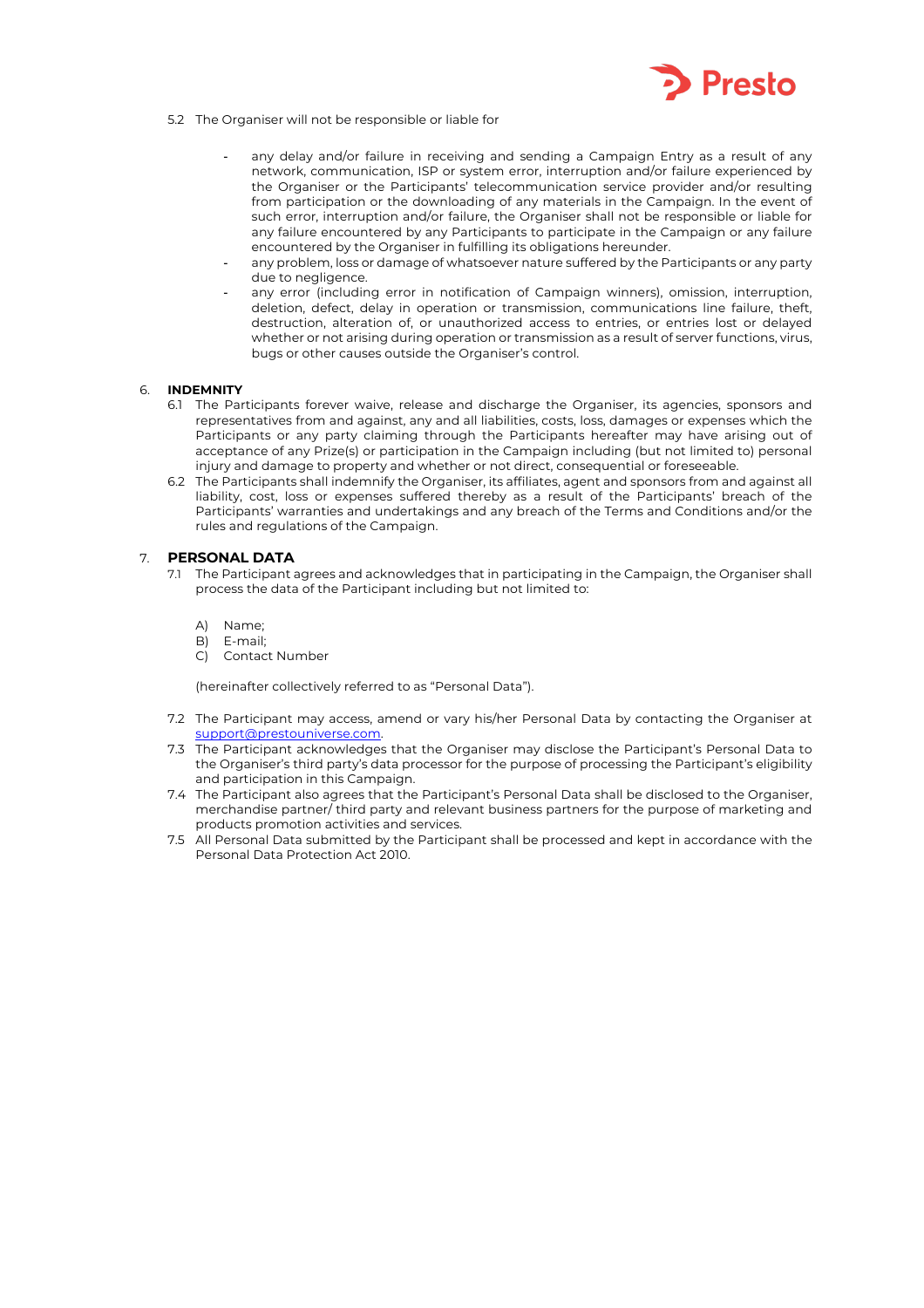5.2 The Organiser will not be responsible or liable for

- any delay and/or failure in receiving and sending a Campaign Entry as a result of any network, communication, ISP or system error, interruption and/or failure experienced by the Organiser or the Participants' telecommunication service provider and/or resulting from participation or the downloading of any materials in the Campaign. In the event of such error, interruption and/or failure, the Organiser shall not be responsible or liable for any failure encountered by any Participants to participate in the Campaign or any failure encountered by the Organiser in fulfilling its obligations hereunder.
- any problem, loss or damage of whatsoever nature suffered by the Participants or any party due to negligence.
- any error (including error in notification of Campaign winners), omission, interruption, deletion, defect, delay in operation or transmission, communications line failure, theft, destruction, alteration of, or unauthorized access to entries, or entries lost or delayed whether or not arising during operation or transmission as a result of server functions, virus, bugs or other causes outside the Organiser's control.

## 6. INDEMNITY

6.1 The Participants forever waive, release and discharge the Organiser, its agencies, sponsors and representatives from and against, any and all liabilities, costs, loss, damages or expenses which the Participants or any party claiming through the Participants hereafter may have arising out of acceptance of any Prize(s) or participation in the Campaign including (but not limited to) personal injury and damage to property and whether or not direct, consequential or foreseeable.

6.2 The Participants shall indemnify the Organiser, its affiliates, agent and sponsors from and against all liability, cost, loss or expenses suffered thereby as a result of the Participants' breach of the Participants' warranties and undertakings and any breach of the Terms and Conditions and/or the rules and regulations of the Campaign.

## 7. PERSONAL DATA

7.1 The Participant agrees and acknowledges that in participating in the Campaign, the Organiser shall process the data of the Participant including but not limited to:

A) Name;
B) E-mail;
C) Contact Number

(hereinafter collectively referred to as "Personal Data").

7.2 The Participant may access, amend or vary his/her Personal Data by contacting the Organiser at support@prestouniverse.com.

7.3 The Participant acknowledges that the Organiser may disclose the Participant's Personal Data to the Organiser's third party's data processor for the purpose of processing the Participant's eligibility and participation in this Campaign.

7.4 The Participant also agrees that the Participant's Personal Data shall be disclosed to the Organiser, merchandise partner/ third party and relevant business partners for the purpose of marketing and products promotion activities and services.

7.5 All Personal Data submitted by the Participant shall be processed and kept in accordance with the Personal Data Protection Act 2010.